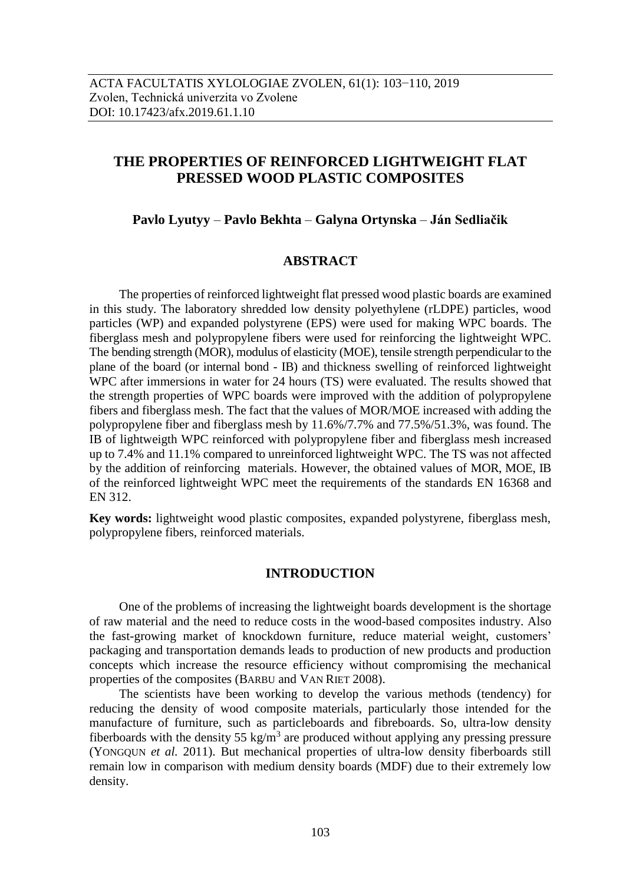ACTA FACULTATIS XYLOLOGIAE ZVOLEN, 61(1): 103−110, 2019
Zvolen, Technická univerzita vo Zvolene
DOI: 10.17423/afx.2019.61.1.10

# THE PROPERTIES OF REINFORCED LIGHTWEIGHT FLAT PRESSED WOOD PLASTIC COMPOSITES

**Pavlo Lyutyy – Pavlo Bekhta – Galyna Ortynska – Ján Sedliačik**

## ABSTRACT

The properties of reinforced lightweight flat pressed wood plastic boards are examined in this study. The laboratory shredded low density polyethylene (rLDPE) particles, wood particles (WP) and expanded polystyrene (EPS) were used for making WPC boards. The fiberglass mesh and polypropylene fibers were used for reinforcing the lightweight WPC. The bending strength (MOR), modulus of elasticity (MOE), tensile strength perpendicular to the plane of the board (or internal bond - IB) and thickness swelling of reinforced lightweight WPC after immersions in water for 24 hours (TS) were evaluated. The results showed that the strength properties of WPC boards were improved with the addition of polypropylene fibers and fiberglass mesh. The fact that the values of MOR/MOE increased with adding the polypropylene fiber and fiberglass mesh by 11.6%/7.7% and 77.5%/51.3%, was found. The IB of lightweigth WPC reinforced with polypropylene fiber and fiberglass mesh increased up to 7.4% and 11.1% compared to unreinforced lightweight WPC. The TS was not affected by the addition of reinforcing materials. However, the obtained values of MOR, MOE, IB of the reinforced lightweight WPC meet the requirements of the standards EN 16368 and EN 312.

**Key words:** lightweight wood plastic composites, expanded polystyrene, fiberglass mesh, polypropylene fibers, reinforced materials.

## INTRODUCTION

One of the problems of increasing the lightweight boards development is the shortage of raw material and the need to reduce costs in the wood-based composites industry. Also the fast-growing market of knockdown furniture, reduce material weight, customers' packaging and transportation demands leads to production of new products and production concepts which increase the resource efficiency without compromising the mechanical properties of the composites (BARBU and VAN RIET 2008).

The scientists have been working to develop the various methods (tendency) for reducing the density of wood composite materials, particularly those intended for the manufacture of furniture, such as particleboards and fibreboards. So, ultra-low density fiberboards with the density 55 kg/m$^3$ are produced without applying any pressing pressure (YONGQUN *et al.* 2011). But mechanical properties of ultra-low density fiberboards still remain low in comparison with medium density boards (MDF) due to their extremely low density.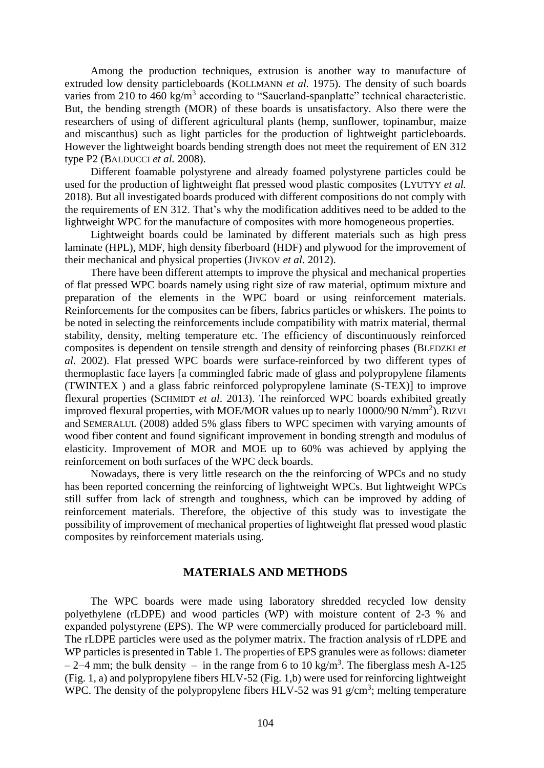Among the production techniques, extrusion is another way to manufacture of extruded low density particleboards (KOLLMANN *et al.* 1975). The density of such boards varies from 210 to 460 kg/m$^3$ according to "Sauerland-spanplatte" technical characteristic. But, the bending strength (MOR) of these boards is unsatisfactory. Also there were the researchers of using of different agricultural plants (hemp, sunflower, topinambur, maize and miscanthus) such as light particles for the production of lightweight particleboards. However the lightweight boards bending strength does not meet the requirement of EN 312 type P2 (BALDUCCI *et al.* 2008).

Different foamable polystyrene and already foamed polystyrene particles could be used for the production of lightweight flat pressed wood plastic composites (LYUTYY *et al.* 2018). But all investigated boards produced with different compositions do not comply with the requirements of EN 312. That's why the modification additives need to be added to the lightweight WPC for the manufacture of composites with more homogeneous properties.

Lightweight boards could be laminated by different materials such as high press laminate (HPL), MDF, high density fiberboard (HDF) and plywood for the improvement of their mechanical and physical properties (JIVKOV *et al*. 2012).

There have been different attempts to improve the physical and mechanical properties of flat pressed WPC boards namely using right size of raw material, optimum mixture and preparation of the elements in the WPC board or using reinforcement materials. Reinforcements for the composites can be fibers, fabrics particles or whiskers. The points to be noted in selecting the reinforcements include compatibility with matrix material, thermal stability, density, melting temperature etc. The efficiency of discontinuously reinforced composites is dependent on tensile strength and density of reinforcing phases (BLEDZKI *et al*. 2002). Flat pressed WPC boards were surface-reinforced by two different types of thermoplastic face layers [a commingled fabric made of glass and polypropylene filaments (TWINTEX ) and a glass fabric reinforced polypropylene laminate (S-TEX)] to improve flexural properties (SCHMIDT *et al*. 2013). The reinforced WPC boards exhibited greatly improved flexural properties, with MOE/MOR values up to nearly 10000/90 N/mm$^2$). RIZVI and SEMERALUL (2008) added 5% glass fibers to WPC specimen with varying amounts of wood fiber content and found significant improvement in bonding strength and modulus of elasticity. Improvement of MOR and MOE up to 60% was achieved by applying the reinforcement on both surfaces of the WPC deck boards.

Nowadays, there is very little research on the the reinforcing of WPCs and no study has been reported concerning the reinforcing of lightweight WPCs. But lightweight WPCs still suffer from lack of strength and toughness, which can be improved by adding of reinforcement materials. Therefore, the objective of this study was to investigate the possibility of improvement of mechanical properties of lightweight flat pressed wood plastic composites by reinforcement materials using.

## MATERIALS AND METHODS

The WPC boards were made using laboratory shredded recycled low density polyethylene (rLDPE) and wood particles (WP) with moisture content of 2-3 % and expanded polystyrene (EPS). The WP were commercially produced for particleboard mill. The rLDPE particles were used as the polymer matrix. The fraction analysis of rLDPE and WP particles is presented in Table 1. The properties of EPS granules were as follows: diameter – 2–4 mm; the bulk density – in the range from 6 to 10 kg/m$^3$. The fiberglass mesh A-125 (Fig. 1, a) and polypropylene fibers HLV-52 (Fig. 1,b) were used for reinforcing lightweight WPC. The density of the polypropylene fibers HLV-52 was 91 g/cm$^3$; melting temperature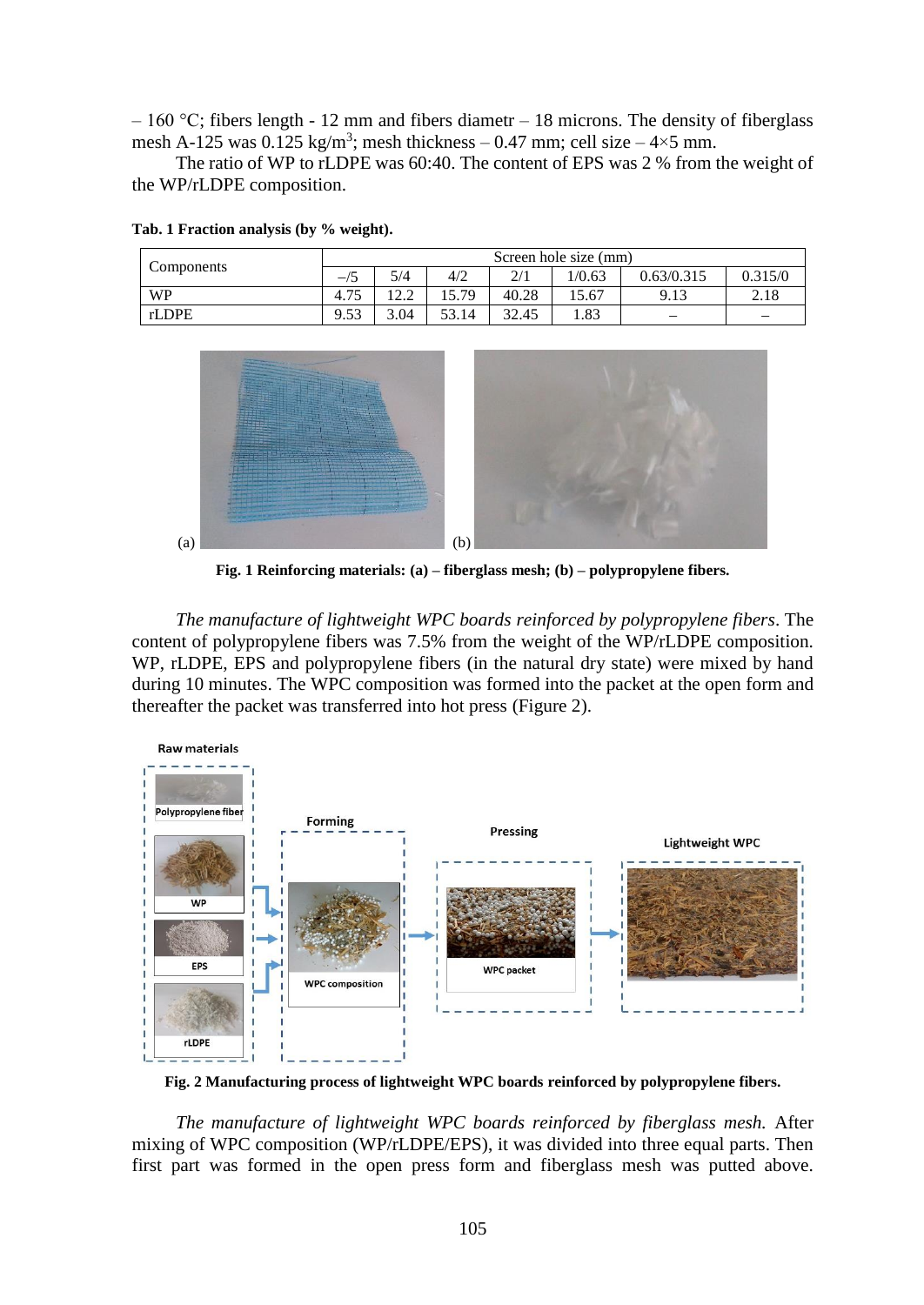– 160 °C; fibers length - 12 mm and fibers diametr – 18 microns. The density of fiberglass mesh A-125 was 0.125 kg/m$^3$; mesh thickness – 0.47 mm; cell size – 4×5 mm.

The ratio of WP to rLDPE was 60:40. The content of EPS was 2 % from the weight of the WP/rLDPE composition.

**Tab. 1 Fraction analysis (by % weight).**

| Components | Screen hole size (mm) | | | | | | |
|---|---|---|---|---|---|---|---|
| | –/5 | 5/4 | 4/2 | 2/1 | 1/0.63 | 0.63/0.315 | 0.315/0 |
| WP | 4.75 | 12.2 | 15.79 | 40.28 | 15.67 | 9.13 | 2.18 |
| rLDPE | 9.53 | 3.04 | 53.14 | 32.45 | 1.83 | – | – |

**Fig. 1 Reinforcing materials: (a) – fiberglass mesh; (b) – polypropylene fibers.**

*The manufacture of lightweight WPC boards reinforced by polypropylene fibers*. The content of polypropylene fibers was 7.5% from the weight of the WP/rLDPE composition. WP, rLDPE, EPS and polypropylene fibers (in the natural dry state) were mixed by hand during 10 minutes. The WPC composition was formed into the packet at the open form and thereafter the packet was transferred into hot press (Figure 2).

**Fig. 2 Manufacturing process of lightweight WPC boards reinforced by polypropylene fibers.**

*The manufacture of lightweight WPC boards reinforced by fiberglass mesh.* After mixing of WPC composition (WP/rLDPE/EPS), it was divided into three equal parts. Then first part was formed in the open press form and fiberglass mesh was putted above.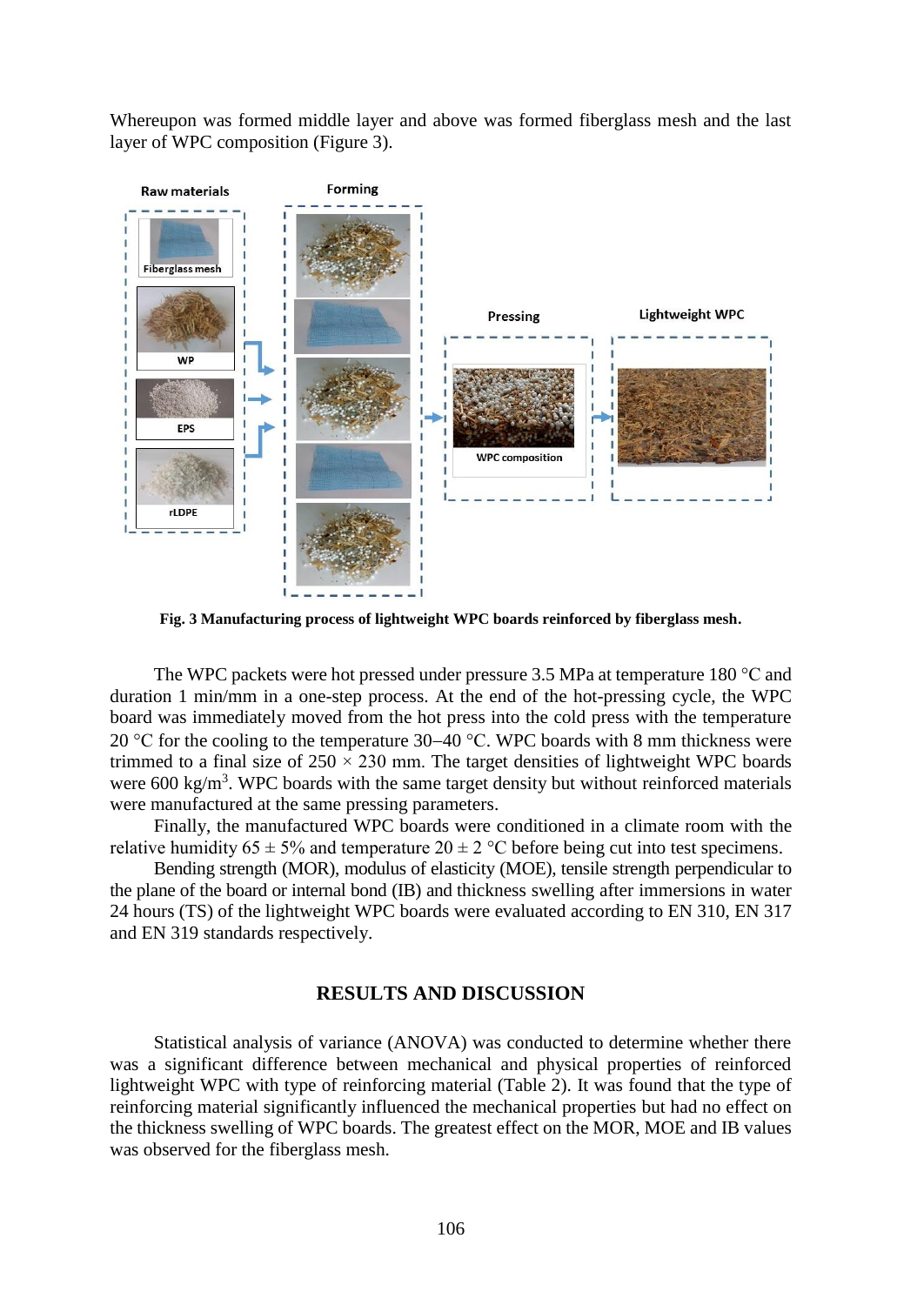Whereupon was formed middle layer and above was formed fiberglass mesh and the last layer of WPC composition (Figure 3).

**Fig. 3 Manufacturing process of lightweight WPC boards reinforced by fiberglass mesh.**

The WPC packets were hot pressed under pressure 3.5 MPa at temperature 180 °C and duration 1 min/mm in a one-step process. At the end of the hot-pressing cycle, the WPC board was immediately moved from the hot press into the cold press with the temperature 20 °C for the cooling to the temperature 30–40 °C. WPC boards with 8 mm thickness were trimmed to a final size of 250 × 230 mm. The target densities of lightweight WPC boards were 600 kg/m$^3$. WPC boards with the same target density but without reinforced materials were manufactured at the same pressing parameters.

Finally, the manufactured WPC boards were conditioned in a climate room with the relative humidity 65 ± 5% and temperature 20 ± 2 °C before being cut into test specimens.

Bending strength (MOR), modulus of elasticity (MOE), tensile strength perpendicular to the plane of the board or internal bond (IB) and thickness swelling after immersions in water 24 hours (TS) of the lightweight WPC boards were evaluated according to EN 310, EN 317 and EN 319 standards respectively.

## RESULTS AND DISCUSSION

Statistical analysis of variance (ANOVA) was conducted to determine whether there was a significant difference between mechanical and physical properties of reinforced lightweight WPC with type of reinforcing material (Table 2). It was found that the type of reinforcing material significantly influenced the mechanical properties but had no effect on the thickness swelling of WPC boards. The greatest effect on the MOR, MOE and IB values was observed for the fiberglass mesh.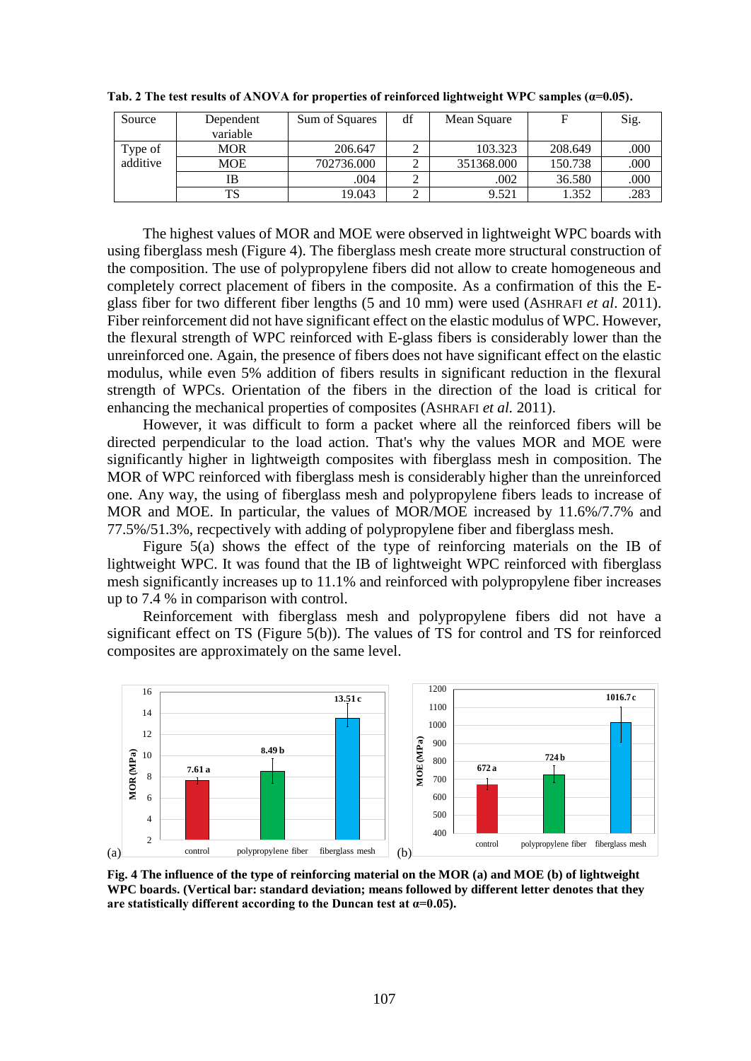**Tab. 2 The test results of ANOVA for properties of reinforced lightweight WPC samples (α=0.05).**

| Source | Dependent variable | Sum of Squares | df | Mean Square | F | Sig. |
|---|---|---|---|---|---|---|
| Type of additive | MOR | 206.647 | 2 | 103.323 | 208.649 | .000 |
| | MOE | 702736.000 | 2 | 351368.000 | 150.738 | .000 |
| | IB | .004 | 2 | .002 | 36.580 | .000 |
| | TS | 19.043 | 2 | 9.521 | 1.352 | .283 |

The highest values of MOR and MOE were observed in lightweight WPC boards with using fiberglass mesh (Figure 4). The fiberglass mesh create more structural construction of the composition. The use of polypropylene fibers did not allow to create homogeneous and completely correct placement of fibers in the composite. As a confirmation of this the E-glass fiber for two different fiber lengths (5 and 10 mm) were used (ASHRAFI *et al*. 2011). Fiber reinforcement did not have significant effect on the elastic modulus of WPC. However, the flexural strength of WPC reinforced with E-glass fibers is considerably lower than the unreinforced one. Again, the presence of fibers does not have significant effect on the elastic modulus, while even 5% addition of fibers results in significant reduction in the flexural strength of WPCs. Orientation of the fibers in the direction of the load is critical for enhancing the mechanical properties of composites (ASHRAFI *et al.* 2011).

However, it was difficult to form a packet where all the reinforced fibers will be directed perpendicular to the load action. That's why the values MOR and MOE were significantly higher in lightweight composites with fiberglass mesh in composition. The MOR of WPC reinforced with fiberglass mesh is considerably higher than the unreinforced one. Any way, the using of fiberglass mesh and polypropylene fibers leads to increase of MOR and MOE. In particular, the values of MOR/MOE increased by 11.6%/7.7% and 77.5%/51.3%, recpectively with adding of polypropylene fiber and fiberglass mesh.

Figure 5(a) shows the effect of the type of reinforcing materials on the IB of lightweight WPC. It was found that the IB of lightweight WPC reinforced with fiberglass mesh significantly increases up to 11.1% and reinforced with polypropylene fiber increases up to 7.4 % in comparison with control.

Reinforcement with fiberglass mesh and polypropylene fibers did not have a significant effect on TS (Figure 5(b)). The values of TS for control and TS for reinforced composites are approximately on the same level.

**Fig. 4 The influence of the type of reinforcing material on the MOR (a) and MOE (b) of lightweight WPC boards. (Vertical bar: standard deviation; means followed by different letter denotes that they are statistically different according to the Duncan test at α=0.05).**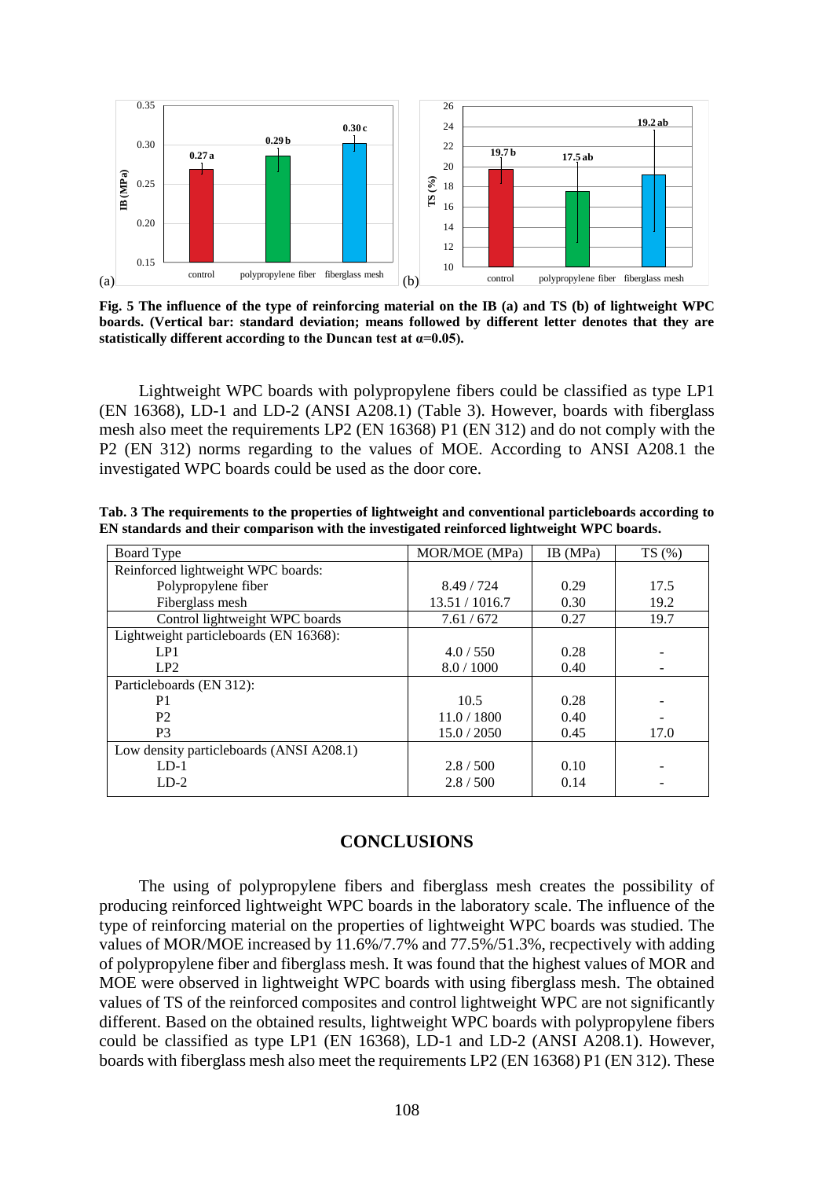**Fig. 5 The influence of the type of reinforcing material on the IB (a) and TS (b) of lightweight WPC boards. (Vertical bar: standard deviation; means followed by different letter denotes that they are statistically different according to the Duncan test at $\alpha$=0.05).**

Lightweight WPC boards with polypropylene fibers could be classified as type LP1 (EN 16368), LD-1 and LD-2 (ANSI A208.1) (Table 3). However, boards with fiberglass mesh also meet the requirements LP2 (EN 16368) P1 (EN 312) and do not comply with the P2 (EN 312) norms regarding to the values of MOE. According to ANSI A208.1 the investigated WPC boards could be used as the door core.

**Tab. 3 The requirements to the properties of lightweight and conventional particleboards according to EN standards and their comparison with the investigated reinforced lightweight WPC boards.**

| Board Type | MOR/MOE (MPa) | IB (MPa) | TS (%) |
|---|---|---|---|
| Reinforced lightweight WPC boards: | | | |
| Polypropylene fiber | 8.49 / 724 | 0.29 | 17.5 |
| Fiberglass mesh | 13.51 / 1016.7 | 0.30 | 19.2 |
| Control lightweight WPC boards | 7.61 / 672 | 0.27 | 19.7 |
| Lightweight particleboards (EN 16368): | | | |
| LP1 | 4.0 / 550 | 0.28 | - |
| LP2 | 8.0 / 1000 | 0.40 | - |
| Particleboards (EN 312): | | | |
| P1 | 10.5 | 0.28 | - |
| P2 | 11.0 / 1800 | 0.40 | - |
| P3 | 15.0 / 2050 | 0.45 | 17.0 |
| Low density particleboards (ANSI A208.1) | | | |
| LD-1 | 2.8 / 500 | 0.10 | - |
| LD-2 | 2.8 / 500 | 0.14 | - |

## CONCLUSIONS

The using of polypropylene fibers and fiberglass mesh creates the possibility of producing reinforced lightweight WPC boards in the laboratory scale. The influence of the type of reinforcing material on the properties of lightweight WPC boards was studied. The values of MOR/MOE increased by 11.6%/7.7% and 77.5%/51.3%, recpectively with adding of polypropylene fiber and fiberglass mesh. It was found that the highest values of MOR and MOE were observed in lightweight WPC boards with using fiberglass mesh. The obtained values of TS of the reinforced composites and control lightweight WPC are not significantly different. Based on the obtained results, lightweight WPC boards with polypropylene fibers could be classified as type LP1 (EN 16368), LD-1 and LD-2 (ANSI A208.1). However, boards with fiberglass mesh also meet the requirements LP2 (EN 16368) P1 (EN 312). These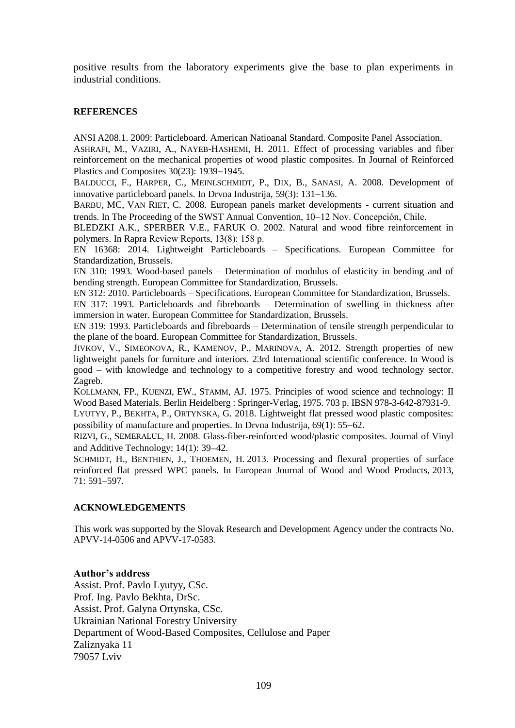positive results from the laboratory experiments give the base to plan experiments in industrial conditions.

#### REFERENCES

ANSI A208.1. 2009: Particleboard. American Natioanal Standard. Composite Panel Association.

ASHRAFI, M., VAZIRI, A., NAYEB-HASHEMI, H. 2011. Effect of processing variables and fiber reinforcement on the mechanical properties of wood plastic composites. In Journal of Reinforced Plastics and Composites 30(23): 1939–1945.

BALDUCCI, F., HARPER, C., MEINLSCHMIDT, P., DIX, B., SANASI, A. 2008. Development of innovative particleboard panels. In Drvna Industrija, 59(3): 131–136.

BARBU, MC, VAN RIET, C. 2008. European panels market developments - current situation and trends. In The Proceeding of the SWST Annual Convention, 10–12 Nov. Concepción, Chile.

BLEDZKI A.K., SPERBER V.E., FARUK O. 2002. Natural and wood fibre reinforcement in polymers. In Rapra Review Reports, 13(8): 158 p.

EN 16368: 2014. Lightweight Particleboards – Specifications. European Committee for Standardization, Brussels.

EN 310: 1993. Wood-based panels – Determination of modulus of elasticity in bending and of bending strength. European Committee for Standardization, Brussels.

EN 312: 2010. Particleboards – Specifications. European Committee for Standardization, Brussels.

EN 317: 1993. Particleboards and fibreboards – Determination of swelling in thickness after immersion in water. European Committee for Standardization, Brussels.

EN 319: 1993. Particleboards and fibreboards – Determination of tensile strength perpendicular to the plane of the board. European Committee for Standardization, Brussels.

JIVKOV, V., SIMEONOVA, R., KAMENOV, P., MARINOVA, A. 2012. Strength properties of new lightweight panels for furniture and interiors. 23rd International scientific conference. In Wood is good – with knowledge and technology to a competitive forestry and wood technology sector. Zagreb.

KOLLMANN, FP., KUENZI, EW., STAMM, AJ. 1975. Principles of wood science and technology: II Wood Based Materials. Berlin Heidelberg : Springer-Verlag, 1975. 703 p. IBSN 978-3-642-87931-9.

LYUTYY, P., BEKHTA, P., ORTYNSKA, G. 2018. Lightweight flat pressed wood plastic composites: possibility of manufacture and properties. In Drvna Industrija, 69(1): 55–62.

RIZVI, G., SEMERALUL, H. 2008. Glass-fiber-reinforced wood/plastic composites. Journal of Vinyl and Additive Technology; 14(1): 39–42.

SCHMIDT, H., BENTHIEN, J., THOEMEN, H. 2013. Processing and flexural properties of surface reinforced flat pressed WPC panels. In European Journal of Wood and Wood Products, 2013, 71: 591–597.

#### ACKNOWLEDGEMENTS

This work was supported by the Slovak Research and Development Agency under the contracts No. APVV-14-0506 and APVV-17-0583.

**Author's address**

Assist. Prof. Pavlo Lyutyy, CSc.
Prof. Ing. Pavlo Bekhta, DrSc.
Assist. Prof. Galyna Ortynska, CSc.
Ukrainian National Forestry University
Department of Wood-Based Composites, Cellulose and Paper
Zaliznyaka 11
79057 Lviv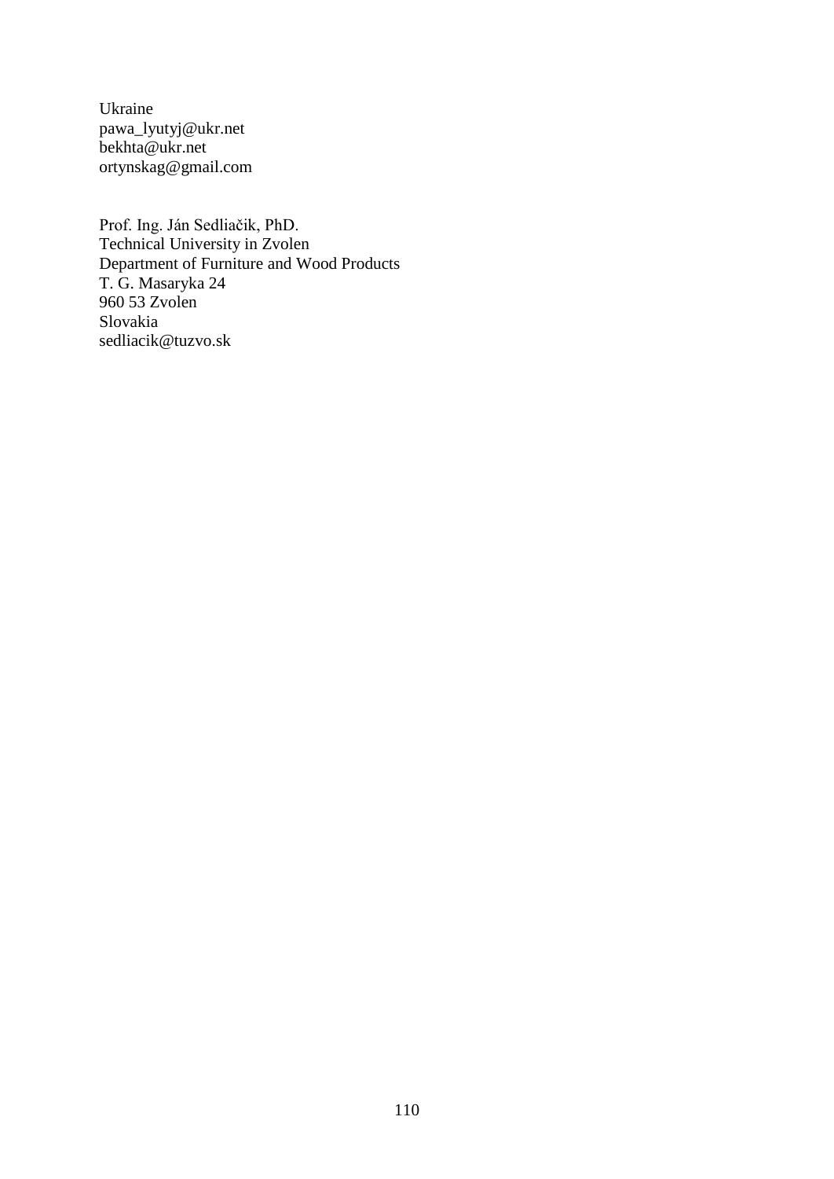Ukraine
pawa_lyutyj@ukr.net
bekhta@ukr.net
ortynskag@gmail.com

Prof. Ing. Ján Sedliačik, PhD.
Technical University in Zvolen
Department of Furniture and Wood Products
T. G. Masaryka 24
960 53 Zvolen
Slovakia
sedliacik@tuzvo.sk